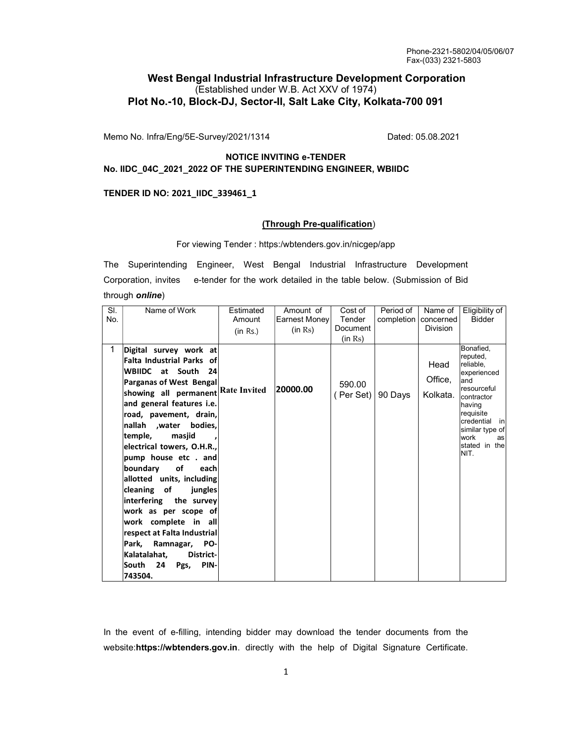Phone-2321-5802/04/05/06/07
Fax-(033) 2321-5803

# West Bengal Industrial Infrastructure Development Corporation

(Established under W.B. Act XXV of 1974)

**Plot No.-10, Block-DJ, Sector-II, Salt Lake City, Kolkata-700 091**

Memo No. Infra/Eng/5E-Survey/2021/1314 Dated: 05.08.2021

**NOTICE INVITING e-TENDER**
**No. IIDC_04C_2021_2022 OF THE SUPERINTENDING ENGINEER, WBIIDC**

**TENDER ID NO: 2021_IIDC_339461_1**

**(Through Pre-qualification)**

For viewing Tender : https:/wbtenders.gov.in/nicgep/app

The Superintending Engineer, West Bengal Industrial Infrastructure Development Corporation, invites e-tender for the work detailed in the table below. (Submission of Bid through ***online***)

| Sl. No. | Name of Work | Estimated Amount (in Rs.) | Amount of Earnest Money (in Rs) | Cost of Tender Document (in Rs) | Period of completion | Name of concerned Division | Eligibility of Bidder |
|---|---|---|---|---|---|---|---|
| 1 | **Digital survey work at Falta Industrial Parks of WBIIDC at South 24 Parganas of West Bengal showing all permanent and general features i.e. road, pavement, drain, nallah ,water bodies, temple, masjid , electrical towers, O.H.R., pump house etc . and boundary of each allotted units, including cleaning of jungles interfering the survey work as per scope of work complete in all respect at Falta Industrial Park, Ramnagar, PO-Kalatalahat, District-South 24 Pgs, PIN-743504.** | **Rate Invited** | **20000.00** | 590.00 ( Per Set) | 90 Days | Head Office, Kolkata. | Bonafied, reputed, reliable, experienced and resourceful contractor having requisite credential in similar type of work as stated in the NIT. |

In the event of e-filling, intending bidder may download the tender documents from the website:**https://wbtenders.gov.in**. directly with the help of Digital Signature Certificate.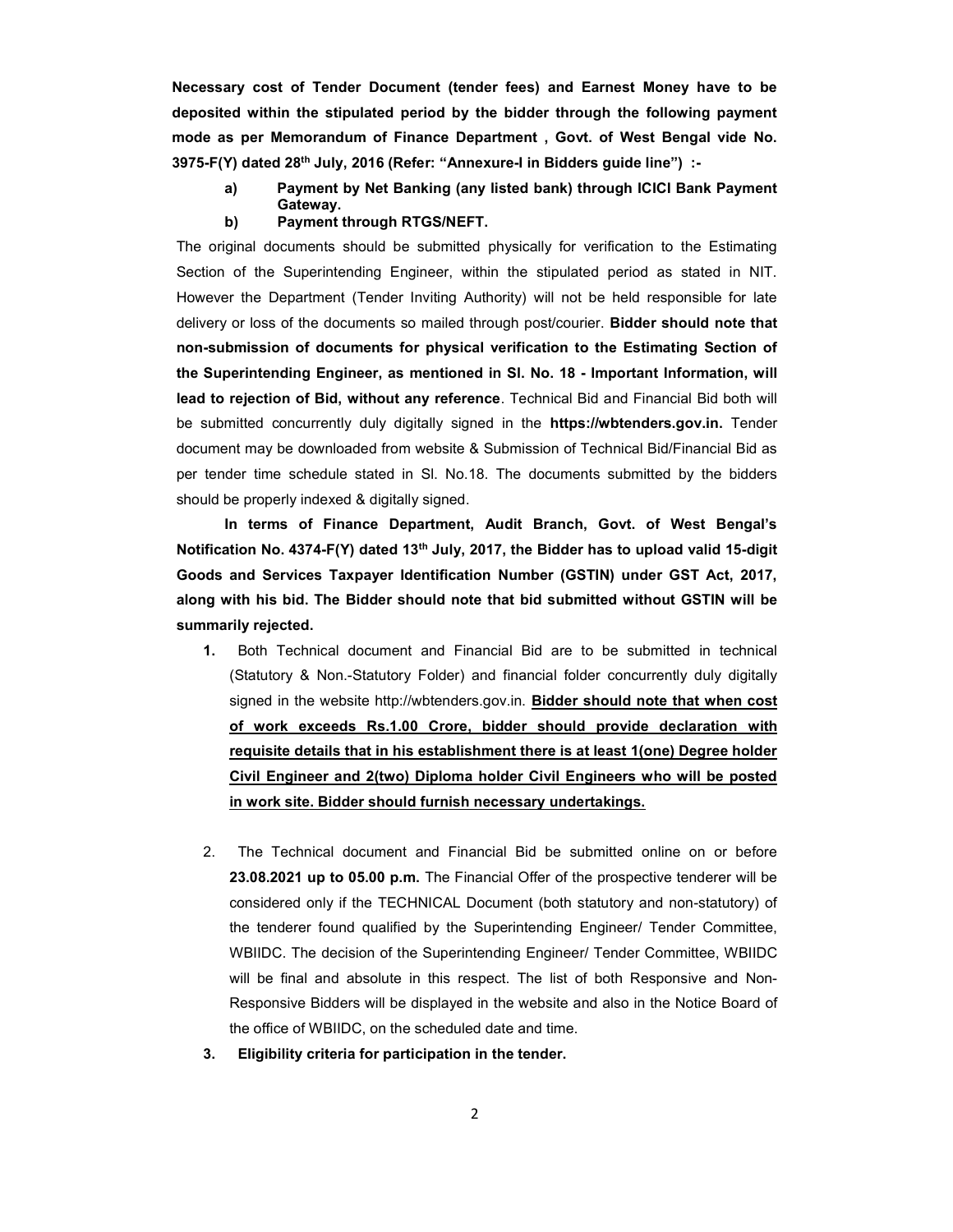**Necessary cost of Tender Document (tender fees) and Earnest Money have to be deposited within the stipulated period by the bidder through the following payment mode as per Memorandum of Finance Department , Govt. of West Bengal vide No. 3975-F(Y) dated 28th July, 2016 (Refer: "Annexure-I in Bidders guide line") :-**

- **a) Payment by Net Banking (any listed bank) through ICICI Bank Payment Gateway.**
- **b) Payment through RTGS/NEFT.**

The original documents should be submitted physically for verification to the Estimating Section of the Superintending Engineer, within the stipulated period as stated in NIT. However the Department (Tender Inviting Authority) will not be held responsible for late delivery or loss of the documents so mailed through post/courier. **Bidder should note that non-submission of documents for physical verification to the Estimating Section of the Superintending Engineer, as mentioned in Sl. No. 18 - Important Information, will lead to rejection of Bid, without any reference**. Technical Bid and Financial Bid both will be submitted concurrently duly digitally signed in the **https://wbtenders.gov.in.** Tender document may be downloaded from website & Submission of Technical Bid/Financial Bid as per tender time schedule stated in Sl. No.18. The documents submitted by the bidders should be properly indexed & digitally signed.

**In terms of Finance Department, Audit Branch, Govt. of West Bengal's Notification No. 4374-F(Y) dated 13th July, 2017, the Bidder has to upload valid 15-digit Goods and Services Taxpayer Identification Number (GSTIN) under GST Act, 2017, along with his bid. The Bidder should note that bid submitted without GSTIN will be summarily rejected.**

1. Both Technical document and Financial Bid are to be submitted in technical (Statutory & Non.-Statutory Folder) and financial folder concurrently duly digitally signed in the website http://wbtenders.gov.in. **Bidder should note that when cost of work exceeds Rs.1.00 Crore, bidder should provide declaration with requisite details that in his establishment there is at least 1(one) Degree holder Civil Engineer and 2(two) Diploma holder Civil Engineers who will be posted in work site. Bidder should furnish necessary undertakings.**

2. The Technical document and Financial Bid be submitted online on or before **23.08.2021 up to 05.00 p.m.** The Financial Offer of the prospective tenderer will be considered only if the TECHNICAL Document (both statutory and non-statutory) of the tenderer found qualified by the Superintending Engineer/ Tender Committee, WBIIDC. The decision of the Superintending Engineer/ Tender Committee, WBIIDC will be final and absolute in this respect. The list of both Responsive and Non-Responsive Bidders will be displayed in the website and also in the Notice Board of the office of WBIIDC, on the scheduled date and time.

3. **Eligibility criteria for participation in the tender.**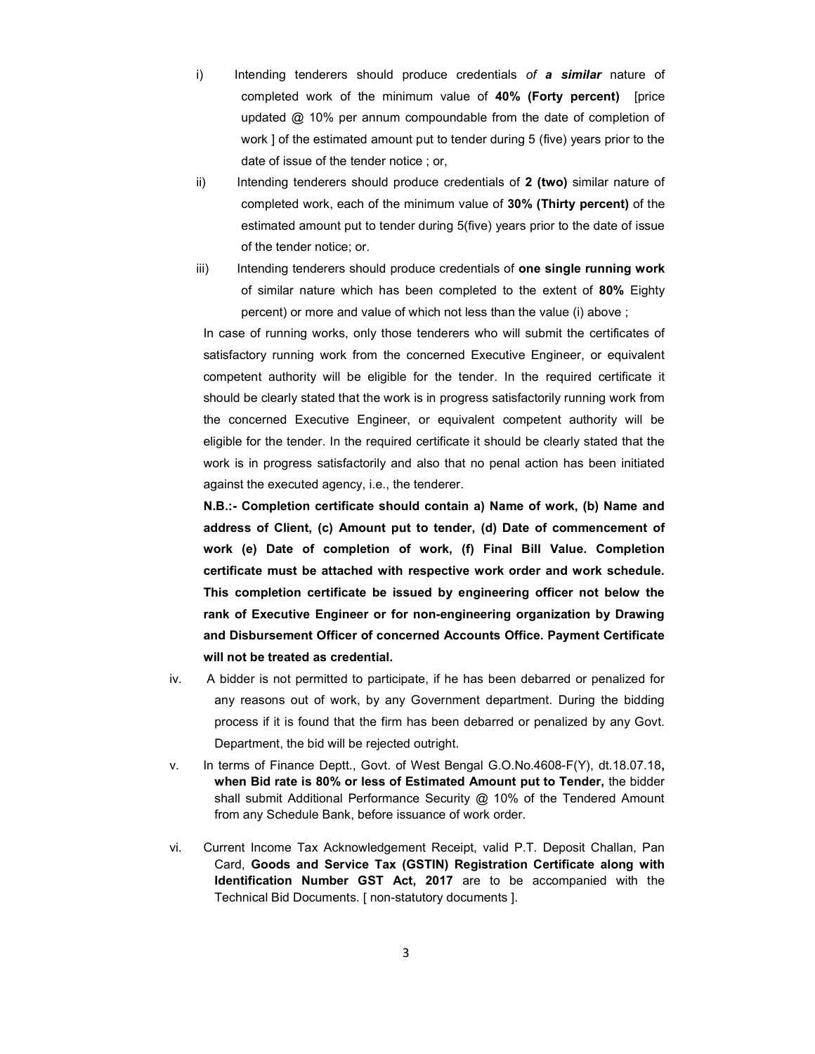i) Intending tenderers should produce credentials *of **a similar*** nature of completed work of the minimum value of **40% (Forty percent)** [price updated @ 10% per annum compoundable from the date of completion of work ] of the estimated amount put to tender during 5 (five) years prior to the date of issue of the tender notice ; or,

ii) Intending tenderers should produce credentials of **2 (two)** similar nature of completed work, each of the minimum value of **30% (Thirty percent)** of the estimated amount put to tender during 5(five) years prior to the date of issue of the tender notice; or.

iii) Intending tenderers should produce credentials of **one single running work** of similar nature which has been completed to the extent of **80%** Eighty percent) or more and value of which not less than the value (i) above ;

In case of running works, only those tenderers who will submit the certificates of satisfactory running work from the concerned Executive Engineer, or equivalent competent authority will be eligible for the tender. In the required certificate it should be clearly stated that the work is in progress satisfactorily running work from the concerned Executive Engineer, or equivalent competent authority will be eligible for the tender. In the required certificate it should be clearly stated that the work is in progress satisfactorily and also that no penal action has been initiated against the executed agency, i.e., the tenderer.

**N.B.:- Completion certificate should contain a) Name of work, (b) Name and address of Client, (c) Amount put to tender, (d) Date of commencement of work (e) Date of completion of work, (f) Final Bill Value. Completion certificate must be attached with respective work order and work schedule. This completion certificate be issued by engineering officer not below the rank of Executive Engineer or for non-engineering organization by Drawing and Disbursement Officer of concerned Accounts Office. Payment Certificate will not be treated as credential.**

iv. A bidder is not permitted to participate, if he has been debarred or penalized for any reasons out of work, by any Government department. During the bidding process if it is found that the firm has been debarred or penalized by any Govt. Department, the bid will be rejected outright.

v. In terms of Finance Deptt., Govt. of West Bengal G.O.No.4608-F(Y), dt.18.07.18**, when Bid rate is 80% or less of Estimated Amount put to Tender,** the bidder shall submit Additional Performance Security @ 10% of the Tendered Amount from any Schedule Bank, before issuance of work order.

vi. Current Income Tax Acknowledgement Receipt, valid P.T. Deposit Challan, Pan Card, **Goods and Service Tax (GSTIN) Registration Certificate along with Identification Number GST Act, 2017** are to be accompanied with the Technical Bid Documents. [ non-statutory documents ].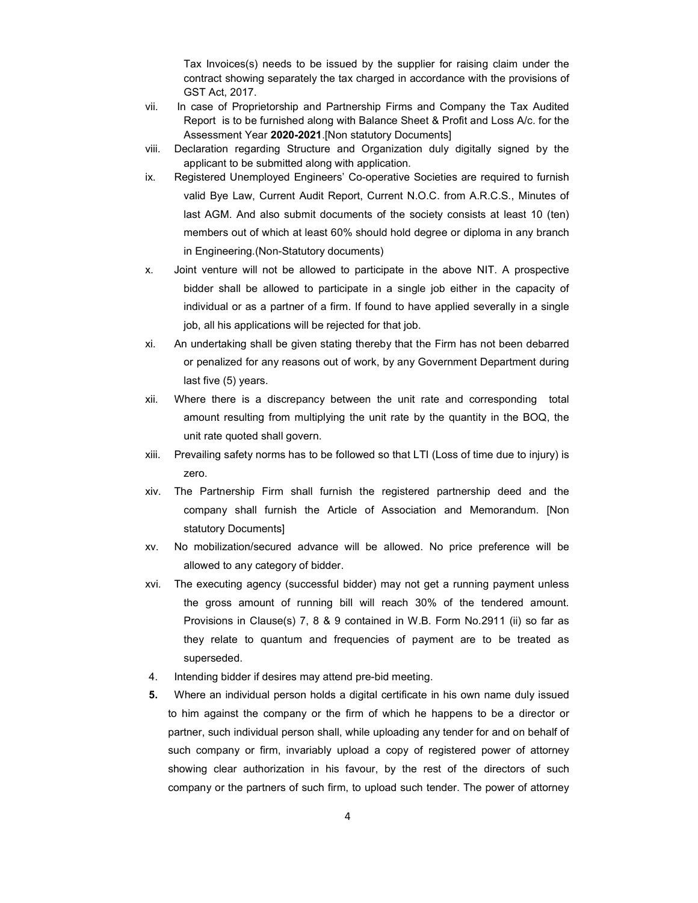Tax Invoices(s) needs to be issued by the supplier for raising claim under the contract showing separately the tax charged in accordance with the provisions of GST Act, 2017.

vii. In case of Proprietorship and Partnership Firms and Company the Tax Audited Report is to be furnished along with Balance Sheet & Profit and Loss A/c. for the Assessment Year **2020-2021**.[Non statutory Documents]

viii. Declaration regarding Structure and Organization duly digitally signed by the applicant to be submitted along with application.

ix. Registered Unemployed Engineers' Co-operative Societies are required to furnish valid Bye Law, Current Audit Report, Current N.O.C. from A.R.C.S., Minutes of last AGM. And also submit documents of the society consists at least 10 (ten) members out of which at least 60% should hold degree or diploma in any branch in Engineering.(Non-Statutory documents)

x. Joint venture will not be allowed to participate in the above NIT. A prospective bidder shall be allowed to participate in a single job either in the capacity of individual or as a partner of a firm. If found to have applied severally in a single job, all his applications will be rejected for that job.

xi. An undertaking shall be given stating thereby that the Firm has not been debarred or penalized for any reasons out of work, by any Government Department during last five (5) years.

xii. Where there is a discrepancy between the unit rate and corresponding total amount resulting from multiplying the unit rate by the quantity in the BOQ, the unit rate quoted shall govern.

xiii. Prevailing safety norms has to be followed so that LTI (Loss of time due to injury) is zero.

xiv. The Partnership Firm shall furnish the registered partnership deed and the company shall furnish the Article of Association and Memorandum. [Non statutory Documents]

xv. No mobilization/secured advance will be allowed. No price preference will be allowed to any category of bidder.

xvi. The executing agency (successful bidder) may not get a running payment unless the gross amount of running bill will reach 30% of the tendered amount. Provisions in Clause(s) 7, 8 & 9 contained in W.B. Form No.2911 (ii) so far as they relate to quantum and frequencies of payment are to be treated as superseded.

4. Intending bidder if desires may attend pre-bid meeting.

**5.** Where an individual person holds a digital certificate in his own name duly issued to him against the company or the firm of which he happens to be a director or partner, such individual person shall, while uploading any tender for and on behalf of such company or firm, invariably upload a copy of registered power of attorney showing clear authorization in his favour, by the rest of the directors of such company or the partners of such firm, to upload such tender. The power of attorney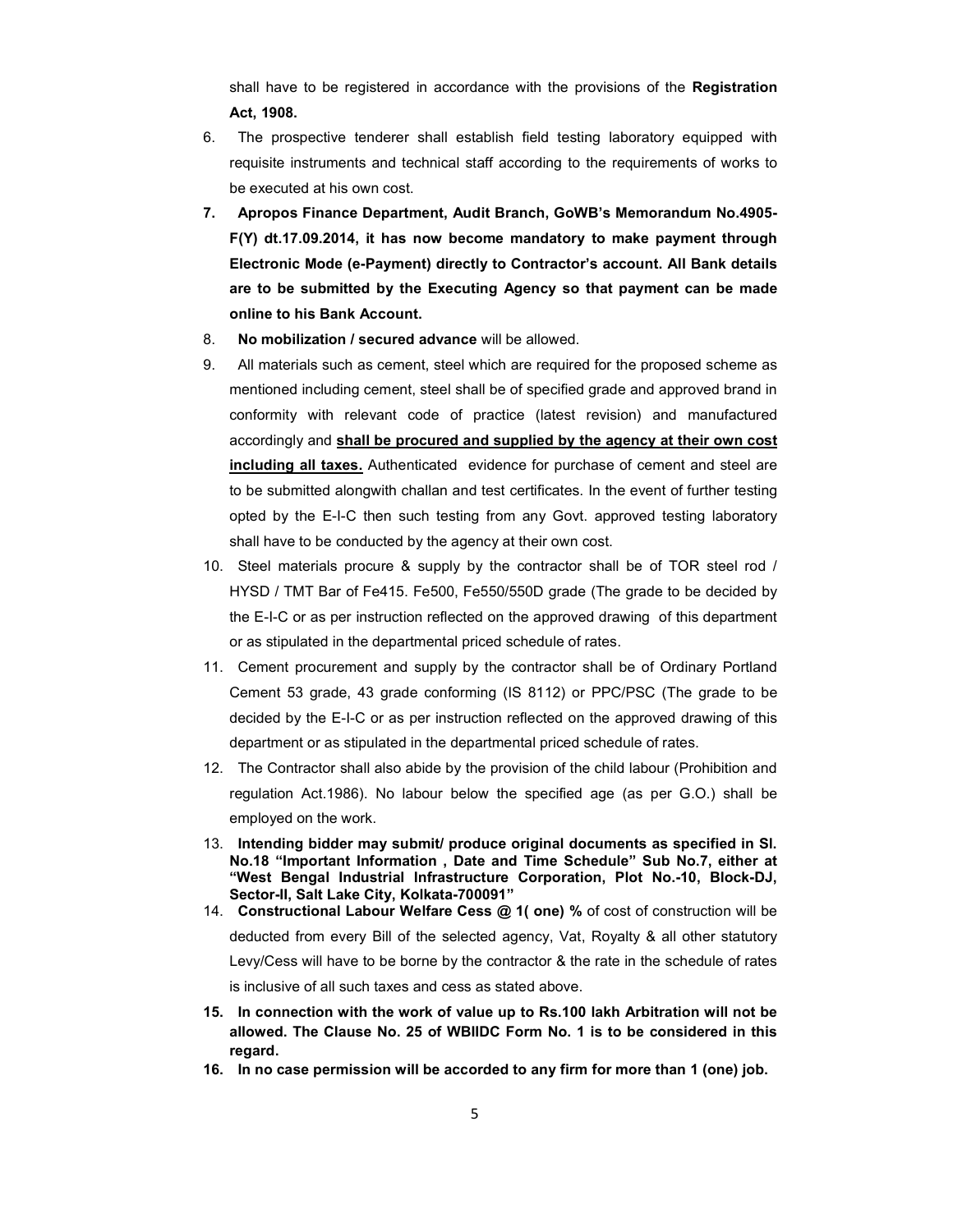shall have to be registered in accordance with the provisions of the **Registration Act, 1908.**

6. The prospective tenderer shall establish field testing laboratory equipped with requisite instruments and technical staff according to the requirements of works to be executed at his own cost.
7. **Apropos Finance Department, Audit Branch, GoWB's Memorandum No.4905-F(Y) dt.17.09.2014, it has now become mandatory to make payment through Electronic Mode (e-Payment) directly to Contractor's account. All Bank details are to be submitted by the Executing Agency so that payment can be made online to his Bank Account.**
8. **No mobilization / secured advance** will be allowed.
9. All materials such as cement, steel which are required for the proposed scheme as mentioned including cement, steel shall be of specified grade and approved brand in conformity with relevant code of practice (latest revision) and manufactured accordingly and **<u>shall be procured and supplied by the agency at their own cost including all taxes.</u>** Authenticated evidence for purchase of cement and steel are to be submitted alongwith challan and test certificates. In the event of further testing opted by the E-I-C then such testing from any Govt. approved testing laboratory shall have to be conducted by the agency at their own cost.
10. Steel materials procure & supply by the contractor shall be of TOR steel rod / HYSD / TMT Bar of Fe415. Fe500, Fe550/550D grade (The grade to be decided by the E-I-C or as per instruction reflected on the approved drawing of this department or as stipulated in the departmental priced schedule of rates.
11. Cement procurement and supply by the contractor shall be of Ordinary Portland Cement 53 grade, 43 grade conforming (IS 8112) or PPC/PSC (The grade to be decided by the E-I-C or as per instruction reflected on the approved drawing of this department or as stipulated in the departmental priced schedule of rates.
12. The Contractor shall also abide by the provision of the child labour (Prohibition and regulation Act.1986). No labour below the specified age (as per G.O.) shall be employed on the work.
13. **Intending bidder may submit/ produce original documents as specified in Sl. No.18 "Important Information , Date and Time Schedule" Sub No.7, either at "West Bengal Industrial Infrastructure Corporation, Plot No.-10, Block-DJ, Sector-II, Salt Lake City, Kolkata-700091"**
14. **Constructional Labour Welfare Cess @ 1( one) %** of cost of construction will be deducted from every Bill of the selected agency, Vat, Royalty & all other statutory Levy/Cess will have to be borne by the contractor & the rate in the schedule of rates is inclusive of all such taxes and cess as stated above.
15. **In connection with the work of value up to Rs.100 lakh Arbitration will not be allowed. The Clause No. 25 of WBIIDC Form No. 1 is to be considered in this regard.**
16. **In no case permission will be accorded to any firm for more than 1 (one) job.**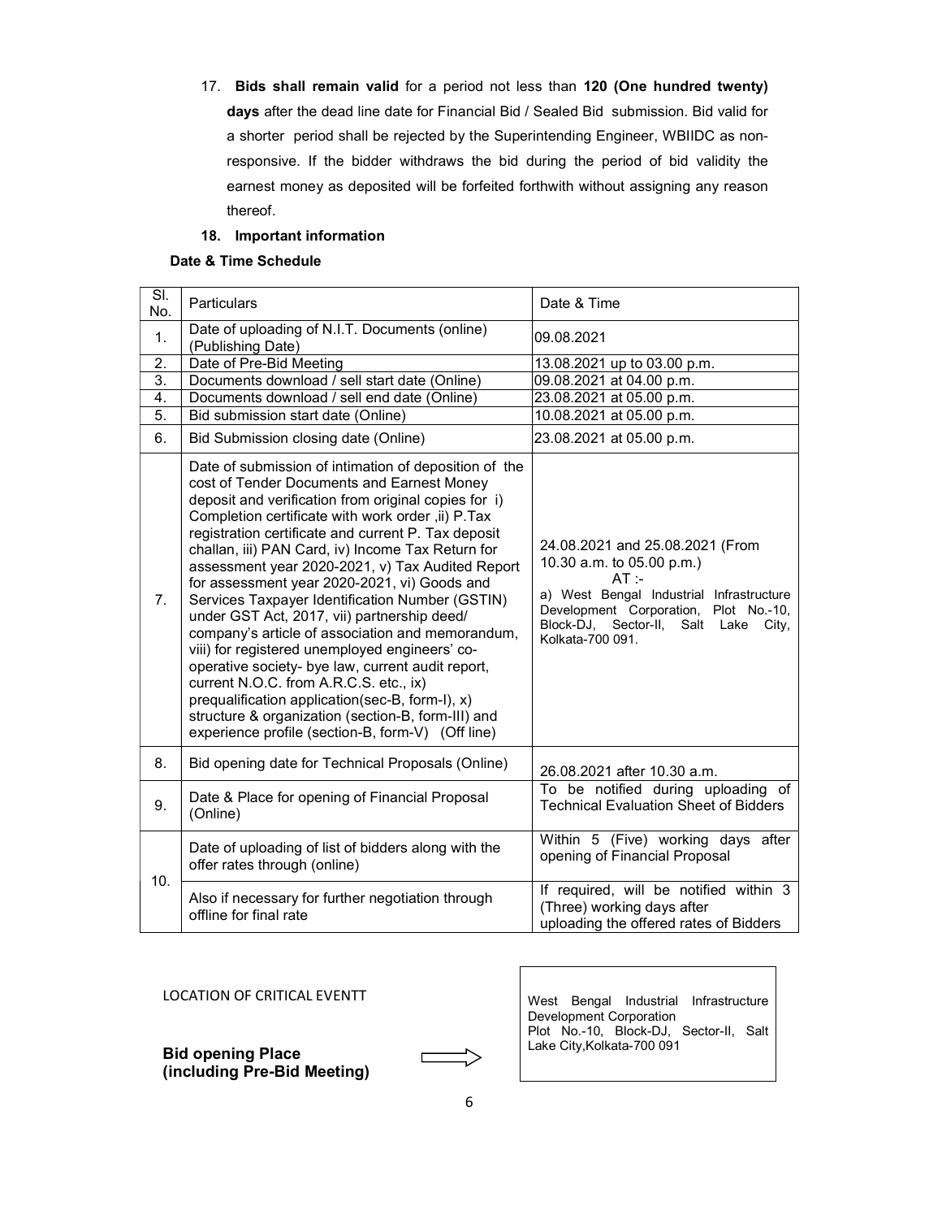17. **Bids shall remain valid** for a period not less than **120 (One hundred twenty) days** after the dead line date for Financial Bid / Sealed Bid submission. Bid valid for a shorter period shall be rejected by the Superintending Engineer, WBIIDC as non-responsive. If the bidder withdraws the bid during the period of bid validity the earnest money as deposited will be forfeited forthwith without assigning any reason thereof.

**18. Important information**

**Date & Time Schedule**

| Sl. No. | Particulars | Date & Time |
|---|---|---|
| 1. | Date of uploading of N.I.T. Documents (online) (Publishing Date) | 09.08.2021 |
| 2. | Date of Pre-Bid Meeting | 13.08.2021 up to 03.00 p.m. |
| 3. | Documents download / sell start date (Online) | 09.08.2021 at 04.00 p.m. |
| 4. | Documents download / sell end date (Online) | 23.08.2021 at 05.00 p.m. |
| 5. | Bid submission start date (Online) | 10.08.2021 at 05.00 p.m. |
| 6. | Bid Submission closing date (Online) | 23.08.2021 at 05.00 p.m. |
| 7. | Date of submission of intimation of deposition of the cost of Tender Documents and Earnest Money deposit and verification from original copies for i) Completion certificate with work order ,ii) P.Tax registration certificate and current P. Tax deposit challan, iii) PAN Card, iv) Income Tax Return for assessment year 2020-2021, v) Tax Audited Report for assessment year 2020-2021, vi) Goods and Services Taxpayer Identification Number (GSTIN) under GST Act, 2017, vii) partnership deed/ company's article of association and memorandum, viii) for registered unemployed engineers' co-operative society- bye law, current audit report, current N.O.C. from A.R.C.S. etc., ix) prequalification application(sec-B, form-I), x) structure & organization (section-B, form-III) and experience profile (section-B, form-V) (Off line) | 24.08.2021 and 25.08.2021 (From 10.30 a.m. to 05.00 p.m.) AT :- a) West Bengal Industrial Infrastructure Development Corporation, Plot No.-10, Block-DJ, Sector-II, Salt Lake City, Kolkata-700 091. |
| 8. | Bid opening date for Technical Proposals (Online) | 26.08.2021 after 10.30 a.m. |
| 9. | Date & Place for opening of Financial Proposal (Online) | To be notified during uploading of Technical Evaluation Sheet of Bidders |
| 10. | Date of uploading of list of bidders along with the offer rates through (online) | Within 5 (Five) working days after opening of Financial Proposal |
| | Also if necessary for further negotiation through offline for final rate | If required, will be notified within 3 (Three) working days after uploading the offered rates of Bidders |

LOCATION OF CRITICAL EVENTT

**Bid opening Place (including Pre-Bid Meeting)** ⟹ West Bengal Industrial Infrastructure Development Corporation, Plot No.-10, Block-DJ, Sector-II, Salt Lake City,Kolkata-700 091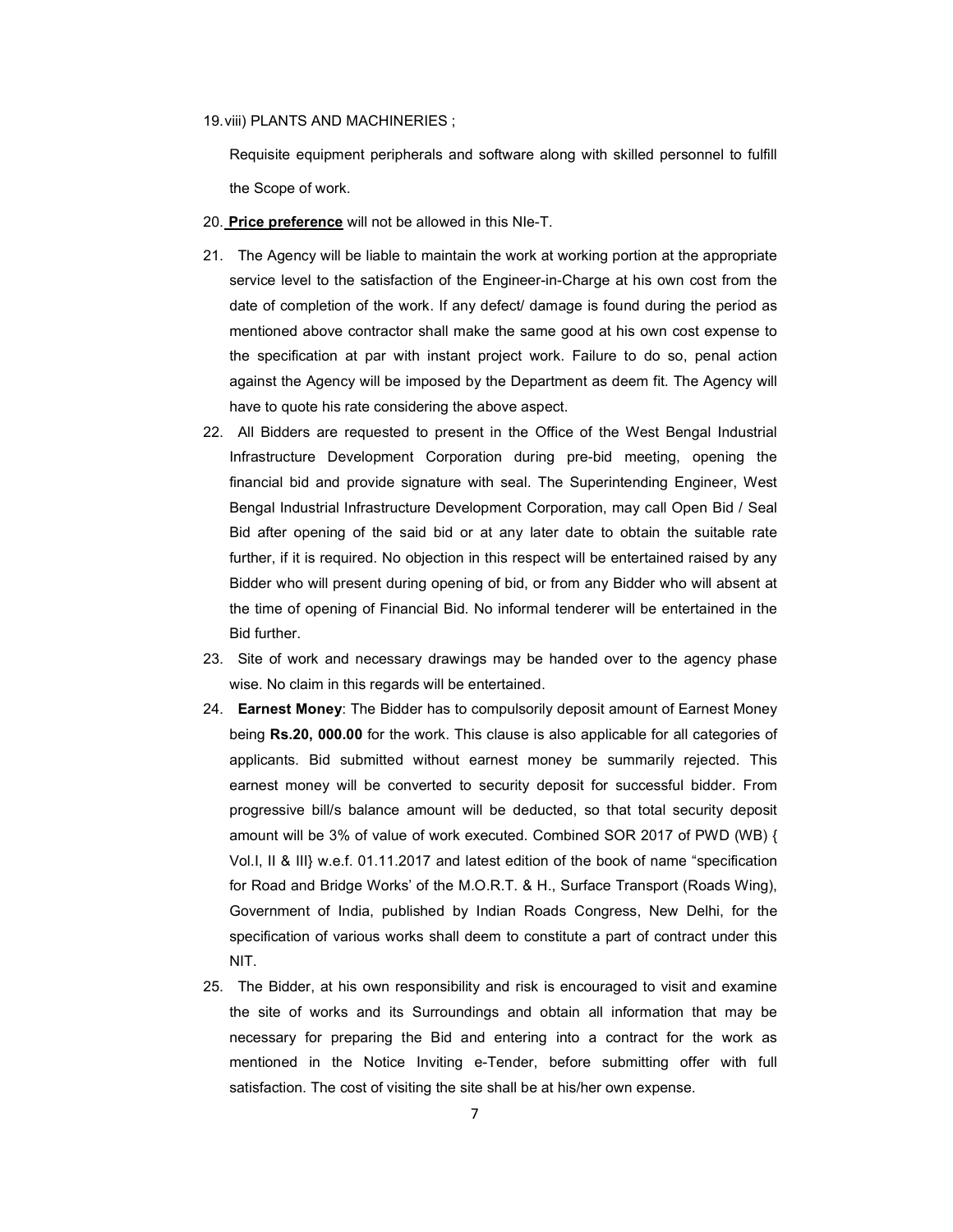19. viii) PLANTS AND MACHINERIES ;

Requisite equipment peripherals and software along with skilled personnel to fulfill the Scope of work.

20. **Price preference** will not be allowed in this NIe-T.

21. The Agency will be liable to maintain the work at working portion at the appropriate service level to the satisfaction of the Engineer-in-Charge at his own cost from the date of completion of the work. If any defect/ damage is found during the period as mentioned above contractor shall make the same good at his own cost expense to the specification at par with instant project work. Failure to do so, penal action against the Agency will be imposed by the Department as deem fit. The Agency will have to quote his rate considering the above aspect.

22. All Bidders are requested to present in the Office of the West Bengal Industrial Infrastructure Development Corporation during pre-bid meeting, opening the financial bid and provide signature with seal. The Superintending Engineer, West Bengal Industrial Infrastructure Development Corporation, may call Open Bid / Seal Bid after opening of the said bid or at any later date to obtain the suitable rate further, if it is required. No objection in this respect will be entertained raised by any Bidder who will present during opening of bid, or from any Bidder who will absent at the time of opening of Financial Bid. No informal tenderer will be entertained in the Bid further.

23. Site of work and necessary drawings may be handed over to the agency phase wise. No claim in this regards will be entertained.

24. **Earnest Money**: The Bidder has to compulsorily deposit amount of Earnest Money being **Rs.20, 000.00** for the work. This clause is also applicable for all categories of applicants. Bid submitted without earnest money be summarily rejected. This earnest money will be converted to security deposit for successful bidder. From progressive bill/s balance amount will be deducted, so that total security deposit amount will be 3% of value of work executed. Combined SOR 2017 of PWD (WB) { Vol.I, II & III} w.e.f. 01.11.2017 and latest edition of the book of name "specification for Road and Bridge Works' of the M.O.R.T. & H., Surface Transport (Roads Wing), Government of India, published by Indian Roads Congress, New Delhi, for the specification of various works shall deem to constitute a part of contract under this NIT.

25. The Bidder, at his own responsibility and risk is encouraged to visit and examine the site of works and its Surroundings and obtain all information that may be necessary for preparing the Bid and entering into a contract for the work as mentioned in the Notice Inviting e-Tender, before submitting offer with full satisfaction. The cost of visiting the site shall be at his/her own expense.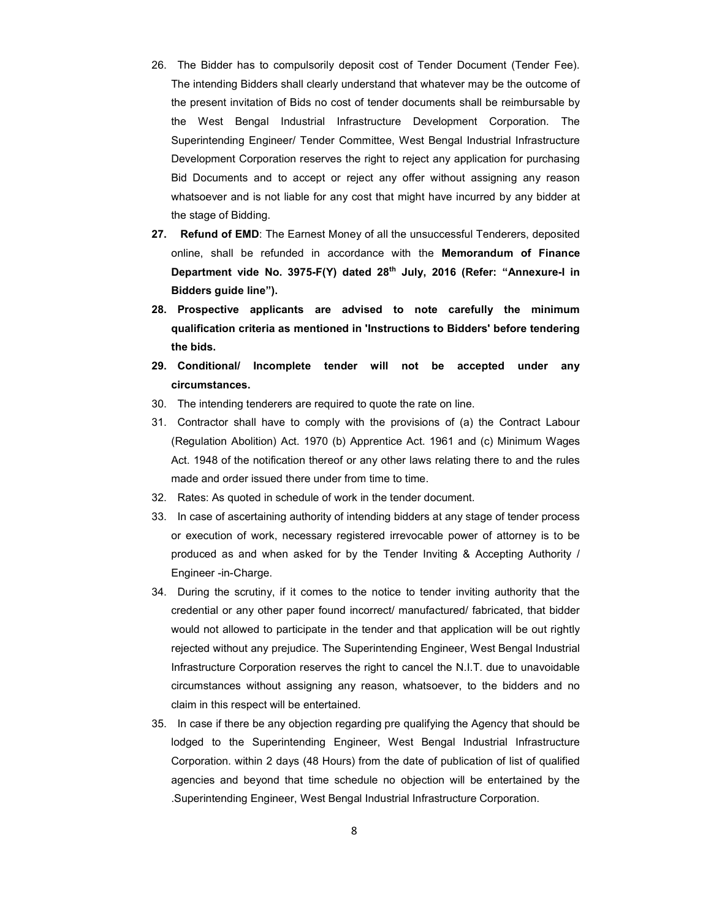26. The Bidder has to compulsorily deposit cost of Tender Document (Tender Fee). The intending Bidders shall clearly understand that whatever may be the outcome of the present invitation of Bids no cost of tender documents shall be reimbursable by the West Bengal Industrial Infrastructure Development Corporation. The Superintending Engineer/ Tender Committee, West Bengal Industrial Infrastructure Development Corporation reserves the right to reject any application for purchasing Bid Documents and to accept or reject any offer without assigning any reason whatsoever and is not liable for any cost that might have incurred by any bidder at the stage of Bidding.
27. **Refund of EMD**: The Earnest Money of all the unsuccessful Tenderers, deposited online, shall be refunded in accordance with the **Memorandum of Finance Department vide No. 3975-F(Y) dated 28th July, 2016 (Refer: "Annexure-I in Bidders guide line").**
28. **Prospective applicants are advised to note carefully the minimum qualification criteria as mentioned in 'Instructions to Bidders' before tendering the bids.**
29. **Conditional/ Incomplete tender will not be accepted under any circumstances.**
30. The intending tenderers are required to quote the rate on line.
31. Contractor shall have to comply with the provisions of (a) the Contract Labour (Regulation Abolition) Act. 1970 (b) Apprentice Act. 1961 and (c) Minimum Wages Act. 1948 of the notification thereof or any other laws relating there to and the rules made and order issued there under from time to time.
32. Rates: As quoted in schedule of work in the tender document.
33. In case of ascertaining authority of intending bidders at any stage of tender process or execution of work, necessary registered irrevocable power of attorney is to be produced as and when asked for by the Tender Inviting & Accepting Authority / Engineer -in-Charge.
34. During the scrutiny, if it comes to the notice to tender inviting authority that the credential or any other paper found incorrect/ manufactured/ fabricated, that bidder would not allowed to participate in the tender and that application will be out rightly rejected without any prejudice. The Superintending Engineer, West Bengal Industrial Infrastructure Corporation reserves the right to cancel the N.I.T. due to unavoidable circumstances without assigning any reason, whatsoever, to the bidders and no claim in this respect will be entertained.
35. In case if there be any objection regarding pre qualifying the Agency that should be lodged to the Superintending Engineer, West Bengal Industrial Infrastructure Corporation. within 2 days (48 Hours) from the date of publication of list of qualified agencies and beyond that time schedule no objection will be entertained by the .Superintending Engineer, West Bengal Industrial Infrastructure Corporation.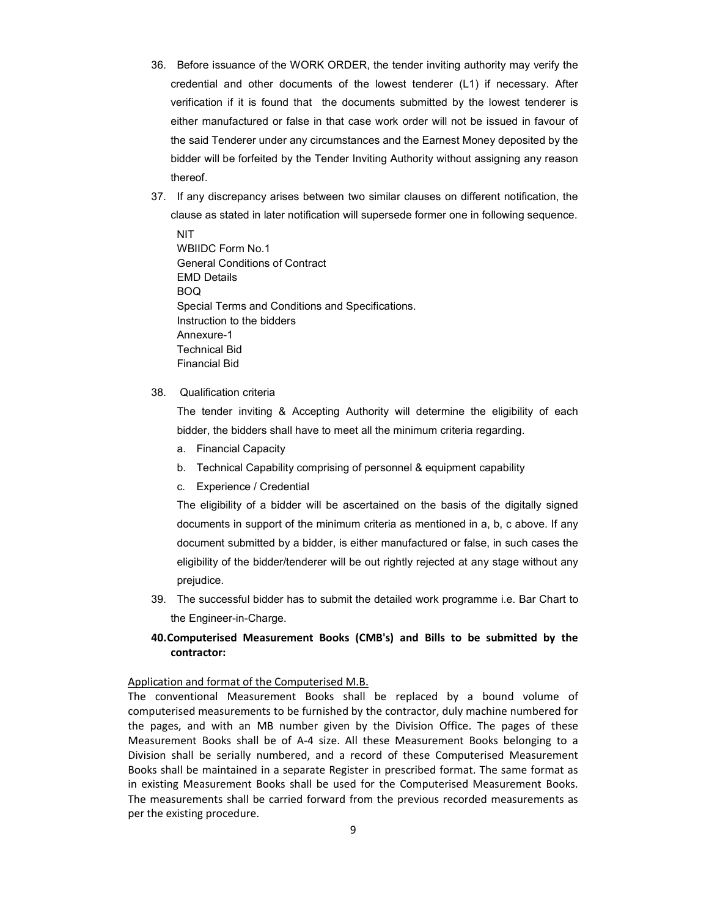36. Before issuance of the WORK ORDER, the tender inviting authority may verify the credential and other documents of the lowest tenderer (L1) if necessary. After verification if it is found that the documents submitted by the lowest tenderer is either manufactured or false in that case work order will not be issued in favour of the said Tenderer under any circumstances and the Earnest Money deposited by the bidder will be forfeited by the Tender Inviting Authority without assigning any reason thereof.

37. If any discrepancy arises between two similar clauses on different notification, the clause as stated in later notification will supersede former one in following sequence.

    NIT
    WBIIDC Form No.1
    General Conditions of Contract
    EMD Details
    BOQ
    Special Terms and Conditions and Specifications.
    Instruction to the bidders
    Annexure-1
    Technical Bid
    Financial Bid

38. Qualification criteria

    The tender inviting & Accepting Authority will determine the eligibility of each bidder, the bidders shall have to meet all the minimum criteria regarding.

    a. Financial Capacity
    b. Technical Capability comprising of personnel & equipment capability
    c. Experience / Credential

    The eligibility of a bidder will be ascertained on the basis of the digitally signed documents in support of the minimum criteria as mentioned in a, b, c above. If any document submitted by a bidder, is either manufactured or false, in such cases the eligibility of the bidder/tenderer will be out rightly rejected at any stage without any prejudice.

39. The successful bidder has to submit the detailed work programme i.e. Bar Chart to the Engineer-in-Charge.

40. **Computerised Measurement Books (CMB's) and Bills to be submitted by the contractor:**

<u>Application and format of the Computerised M.B.</u>

The conventional Measurement Books shall be replaced by a bound volume of computerised measurements to be furnished by the contractor, duly machine numbered for the pages, and with an MB number given by the Division Office. The pages of these Measurement Books shall be of A-4 size. All these Measurement Books belonging to a Division shall be serially numbered, and a record of these Computerised Measurement Books shall be maintained in a separate Register in prescribed format. The same format as in existing Measurement Books shall be used for the Computerised Measurement Books. The measurements shall be carried forward from the previous recorded measurements as per the existing procedure.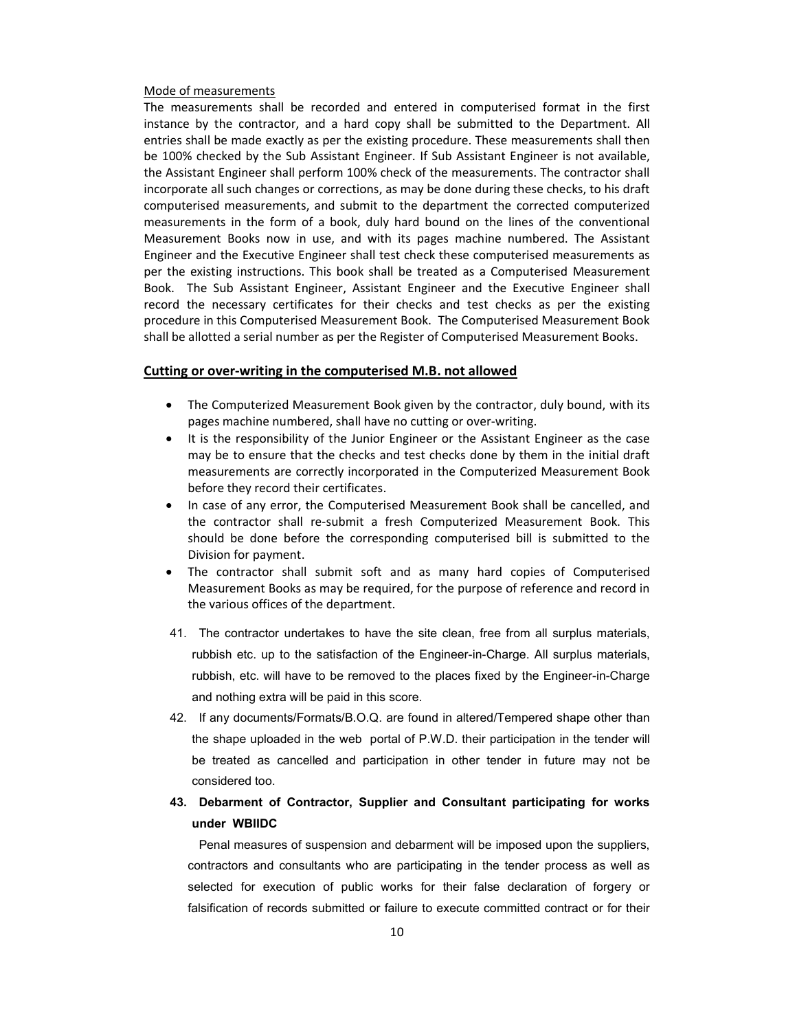Mode of measurements

The measurements shall be recorded and entered in computerised format in the first instance by the contractor, and a hard copy shall be submitted to the Department. All entries shall be made exactly as per the existing procedure. These measurements shall then be 100% checked by the Sub Assistant Engineer. If Sub Assistant Engineer is not available, the Assistant Engineer shall perform 100% check of the measurements. The contractor shall incorporate all such changes or corrections, as may be done during these checks, to his draft computerised measurements, and submit to the department the corrected computerized measurements in the form of a book, duly hard bound on the lines of the conventional Measurement Books now in use, and with its pages machine numbered. The Assistant Engineer and the Executive Engineer shall test check these computerised measurements as per the existing instructions. This book shall be treated as a Computerised Measurement Book. The Sub Assistant Engineer, Assistant Engineer and the Executive Engineer shall record the necessary certificates for their checks and test checks as per the existing procedure in this Computerised Measurement Book. The Computerised Measurement Book shall be allotted a serial number as per the Register of Computerised Measurement Books.

**Cutting or over-writing in the computerised M.B. not allowed**

- The Computerized Measurement Book given by the contractor, duly bound, with its pages machine numbered, shall have no cutting or over-writing.
- It is the responsibility of the Junior Engineer or the Assistant Engineer as the case may be to ensure that the checks and test checks done by them in the initial draft measurements are correctly incorporated in the Computerized Measurement Book before they record their certificates.
- In case of any error, the Computerised Measurement Book shall be cancelled, and the contractor shall re-submit a fresh Computerized Measurement Book. This should be done before the corresponding computerised bill is submitted to the Division for payment.
- The contractor shall submit soft and as many hard copies of Computerised Measurement Books as may be required, for the purpose of reference and record in the various offices of the department.

41. The contractor undertakes to have the site clean, free from all surplus materials, rubbish etc. up to the satisfaction of the Engineer-in-Charge. All surplus materials, rubbish, etc. will have to be removed to the places fixed by the Engineer-in-Charge and nothing extra will be paid in this score.

42. If any documents/Formats/B.O.Q. are found in altered/Tempered shape other than the shape uploaded in the web portal of P.W.D. their participation in the tender will be treated as cancelled and participation in other tender in future may not be considered too.

**43. Debarment of Contractor, Supplier and Consultant participating for works under WBIIDC**

Penal measures of suspension and debarment will be imposed upon the suppliers, contractors and consultants who are participating in the tender process as well as selected for execution of public works for their false declaration of forgery or falsification of records submitted or failure to execute committed contract or for their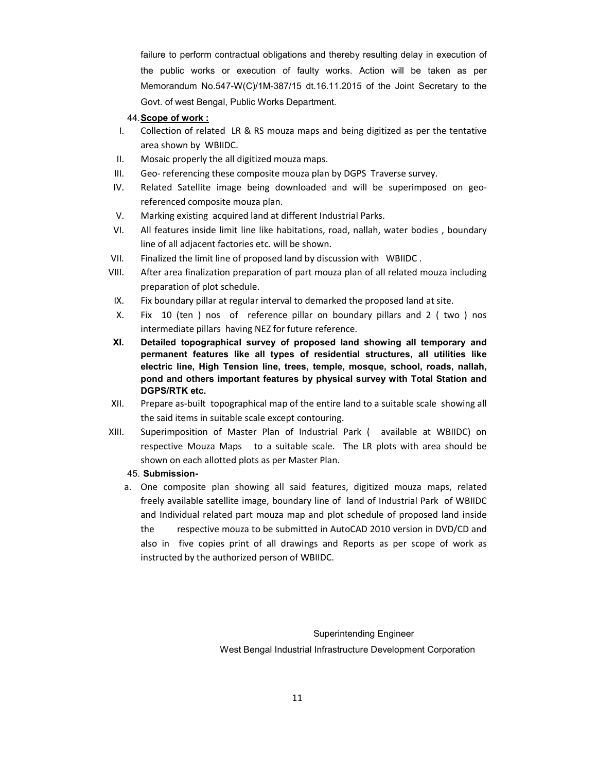failure to perform contractual obligations and thereby resulting delay in execution of the public works or execution of faulty works. Action will be taken as per Memorandum No.547-W(C)/1M-387/15 dt.16.11.2015 of the Joint Secretary to the Govt. of west Bengal, Public Works Department.

44. **Scope of work :**

I. Collection of related LR & RS mouza maps and being digitized as per the tentative area shown by WBIIDC.

II. Mosaic properly the all digitized mouza maps.

III. Geo- referencing these composite mouza plan by DGPS Traverse survey.

IV. Related Satellite image being downloaded and will be superimposed on geo-referenced composite mouza plan.

V. Marking existing acquired land at different Industrial Parks.

VI. All features inside limit line like habitations, road, nallah, water bodies , boundary line of all adjacent factories etc. will be shown.

VII. Finalized the limit line of proposed land by discussion with WBIIDC .

VIII. After area finalization preparation of part mouza plan of all related mouza including preparation of plot schedule.

IX. Fix boundary pillar at regular interval to demarked the proposed land at site.

X. Fix 10 (ten ) nos of reference pillar on boundary pillars and 2 ( two ) nos intermediate pillars having NEZ for future reference.

**XI. Detailed topographical survey of proposed land showing all temporary and permanent features like all types of residential structures, all utilities like electric line, High Tension line, trees, temple, mosque, school, roads, nallah, pond and others important features by physical survey with Total Station and DGPS/RTK etc.**

XII. Prepare as-built topographical map of the entire land to a suitable scale showing all the said items in suitable scale except contouring.

XIII. Superimposition of Master Plan of Industrial Park ( available at WBIIDC) on respective Mouza Maps to a suitable scale. The LR plots with area should be shown on each allotted plots as per Master Plan.

45. **Submission-**

a. One composite plan showing all said features, digitized mouza maps, related freely available satellite image, boundary line of land of Industrial Park of WBIIDC and Individual related part mouza map and plot schedule of proposed land inside the respective mouza to be submitted in AutoCAD 2010 version in DVD/CD and also in five copies print of all drawings and Reports as per scope of work as instructed by the authorized person of WBIIDC.

Superintending Engineer

West Bengal Industrial Infrastructure Development Corporation